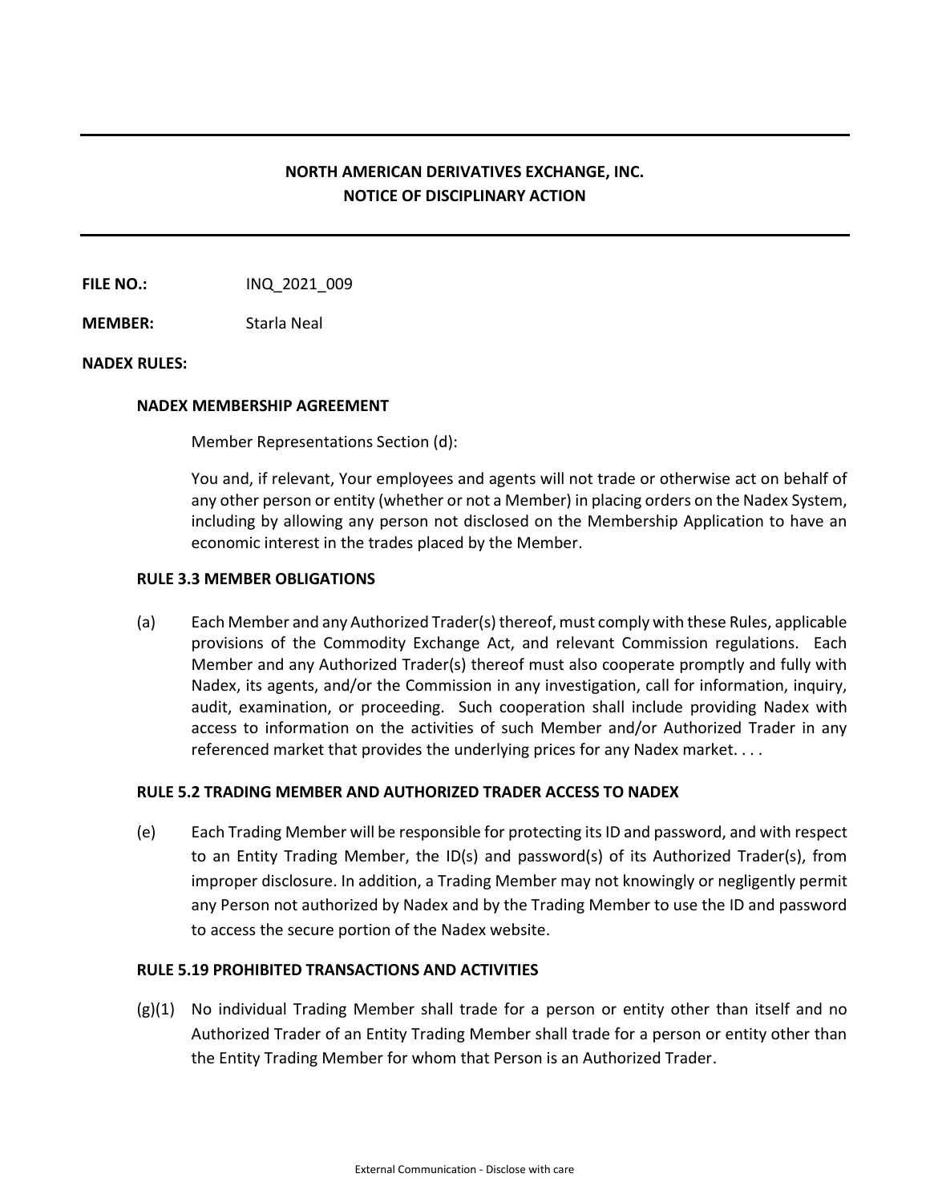# NORTH AMERICAN DERIVATIVES EXCHANGE, INC.
## NOTICE OF DISCIPLINARY ACTION

**FILE NO.:** INQ_2021_009

**MEMBER:** Starla Neal

**NADEX RULES:**

**NADEX MEMBERSHIP AGREEMENT**

Member Representations Section (d):

You and, if relevant, Your employees and agents will not trade or otherwise act on behalf of any other person or entity (whether or not a Member) in placing orders on the Nadex System, including by allowing any person not disclosed on the Membership Application to have an economic interest in the trades placed by the Member.

**RULE 3.3 MEMBER OBLIGATIONS**

(a) Each Member and any Authorized Trader(s) thereof, must comply with these Rules, applicable provisions of the Commodity Exchange Act, and relevant Commission regulations. Each Member and any Authorized Trader(s) thereof must also cooperate promptly and fully with Nadex, its agents, and/or the Commission in any investigation, call for information, inquiry, audit, examination, or proceeding. Such cooperation shall include providing Nadex with access to information on the activities of such Member and/or Authorized Trader in any referenced market that provides the underlying prices for any Nadex market. . . .

**RULE 5.2 TRADING MEMBER AND AUTHORIZED TRADER ACCESS TO NADEX**

(e) Each Trading Member will be responsible for protecting its ID and password, and with respect to an Entity Trading Member, the ID(s) and password(s) of its Authorized Trader(s), from improper disclosure. In addition, a Trading Member may not knowingly or negligently permit any Person not authorized by Nadex and by the Trading Member to use the ID and password to access the secure portion of the Nadex website.

**RULE 5.19 PROHIBITED TRANSACTIONS AND ACTIVITIES**

(g)(1) No individual Trading Member shall trade for a person or entity other than itself and no Authorized Trader of an Entity Trading Member shall trade for a person or entity other than the Entity Trading Member for whom that Person is an Authorized Trader.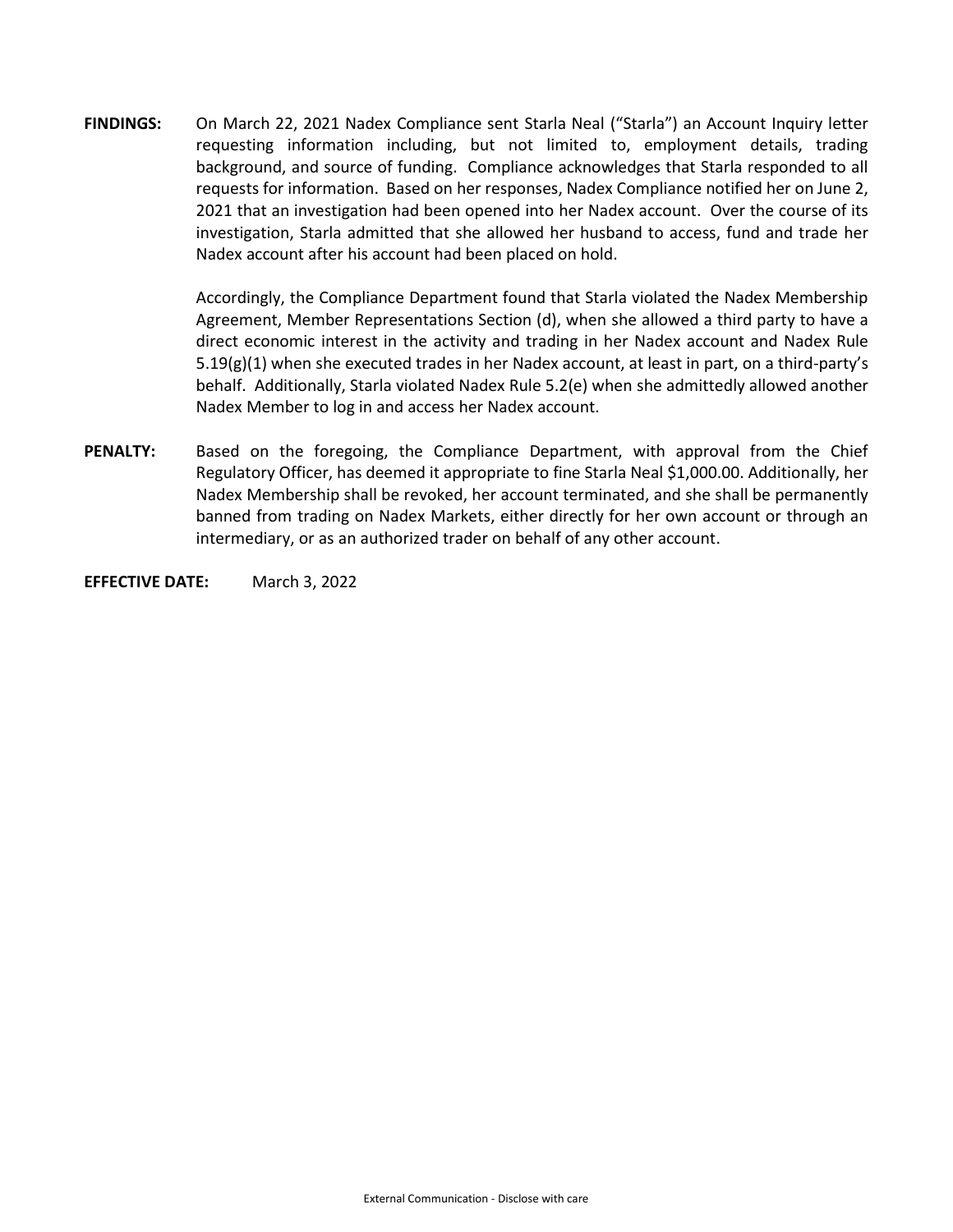**FINDINGS:** On March 22, 2021 Nadex Compliance sent Starla Neal ("Starla") an Account Inquiry letter requesting information including, but not limited to, employment details, trading background, and source of funding. Compliance acknowledges that Starla responded to all requests for information. Based on her responses, Nadex Compliance notified her on June 2, 2021 that an investigation had been opened into her Nadex account. Over the course of its investigation, Starla admitted that she allowed her husband to access, fund and trade her Nadex account after his account had been placed on hold.

Accordingly, the Compliance Department found that Starla violated the Nadex Membership Agreement, Member Representations Section (d), when she allowed a third party to have a direct economic interest in the activity and trading in her Nadex account and Nadex Rule 5.19(g)(1) when she executed trades in her Nadex account, at least in part, on a third-party's behalf. Additionally, Starla violated Nadex Rule 5.2(e) when she admittedly allowed another Nadex Member to log in and access her Nadex account.

**PENALTY:** Based on the foregoing, the Compliance Department, with approval from the Chief Regulatory Officer, has deemed it appropriate to fine Starla Neal $1,000.00. Additionally, her Nadex Membership shall be revoked, her account terminated, and she shall be permanently banned from trading on Nadex Markets, either directly for her own account or through an intermediary, or as an authorized trader on behalf of any other account.

**EFFECTIVE DATE:** March 3, 2022

External Communication - Disclose with care